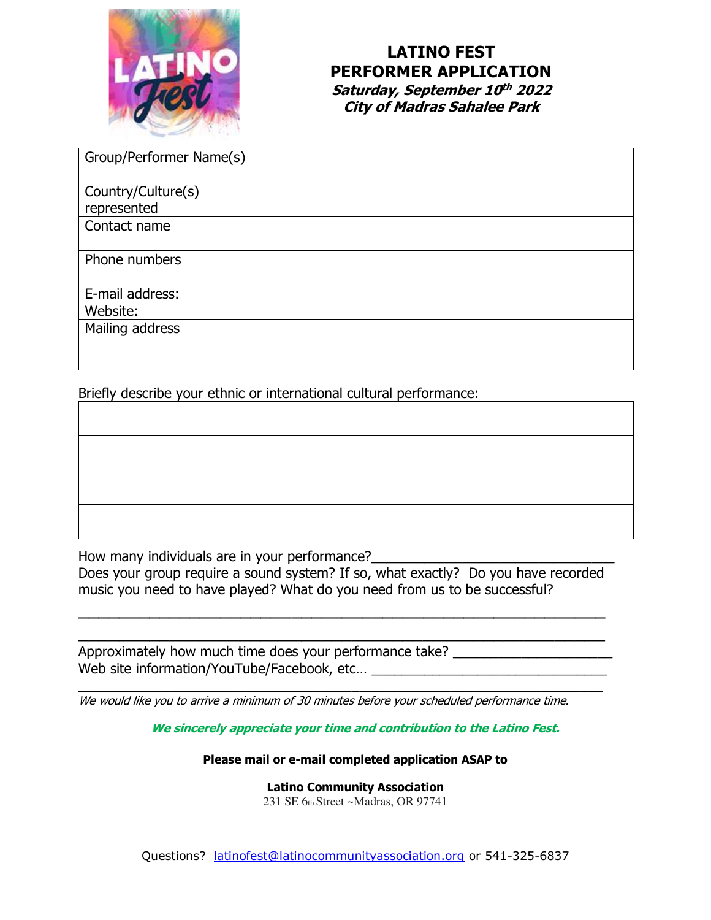# LATINO FEST
## PERFORMER APPLICATION
***Saturday, September 10th 2022***
***City of Madras Sahalee Park***

| Group/Performer Name(s) | |
|---|---|
| Country/Culture(s) represented | |
| Contact name | |
| Phone numbers | |
| E-mail address: Website: | |
| Mailing address | |

Briefly describe your ethnic or international cultural performance:

| |
|---|
| |
| |
| |
| |

How many individuals are in your performance?_______________________________

Does your group require a sound system? If so, what exactly? Do you have recorded music you need to have played? What do you need from us to be successful?

_______________________________________________________________

_______________________________________________________________

Approximately how much time does your performance take? ____________________

Web site information/YouTube/Facebook, etc… ______________________________

_______________________________________________________________

*We would like you to arrive a minimum of 30 minutes before your scheduled performance time.*

***We sincerely appreciate your time and contribution to the Latino Fest.***

**Please mail or e-mail completed application ASAP to**

**Latino Community Association**
231 SE 6th Street ~Madras, OR 97741

Questions? latinofest@latinocommunityassociation.org or 541-325-6837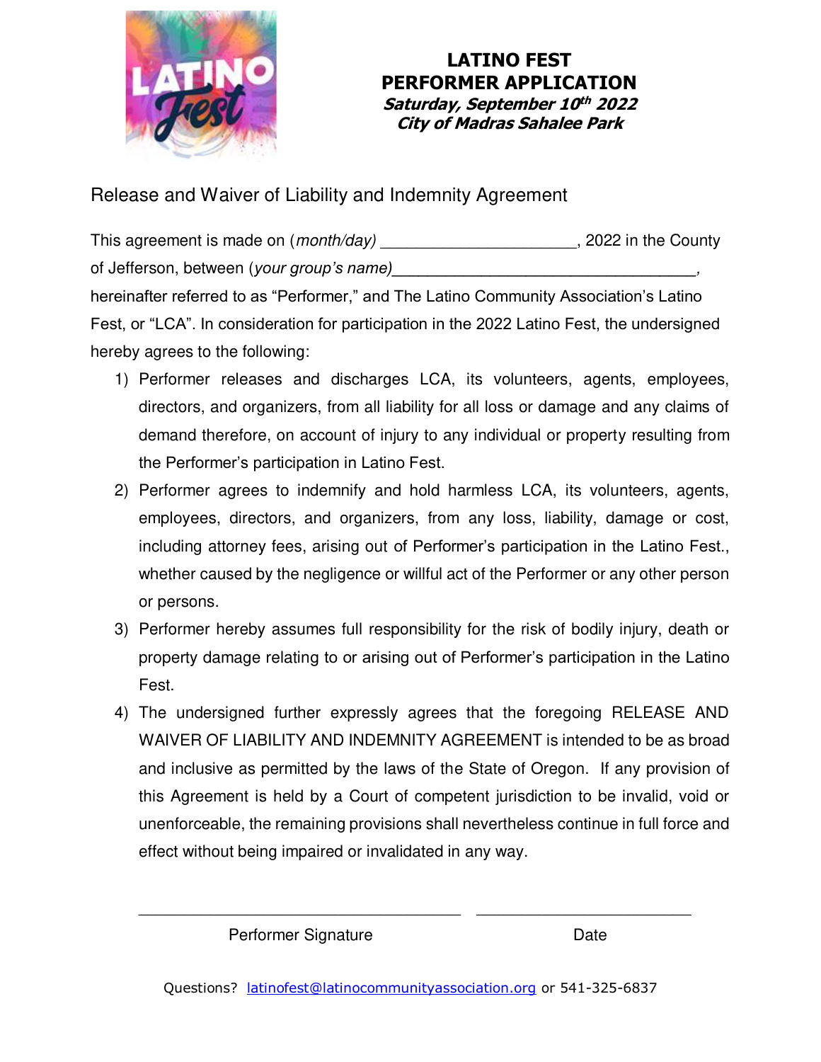# LATINO FEST PERFORMER APPLICATION

***Saturday, September 10th 2022***
***City of Madras Sahalee Park***

## Release and Waiver of Liability and Indemnity Agreement

This agreement is made on (*month/day*) ______________________, 2022 in the County of Jefferson, between (*your group's name*)__________________________________, hereinafter referred to as "Performer," and The Latino Community Association's Latino Fest, or "LCA". In consideration for participation in the 2022 Latino Fest, the undersigned hereby agrees to the following:

1) Performer releases and discharges LCA, its volunteers, agents, employees, directors, and organizers, from all liability for all loss or damage and any claims of demand therefore, on account of injury to any individual or property resulting from the Performer's participation in Latino Fest.
2) Performer agrees to indemnify and hold harmless LCA, its volunteers, agents, employees, directors, and organizers, from any loss, liability, damage or cost, including attorney fees, arising out of Performer's participation in the Latino Fest., whether caused by the negligence or willful act of the Performer or any other person or persons.
3) Performer hereby assumes full responsibility for the risk of bodily injury, death or property damage relating to or arising out of Performer's participation in the Latino Fest.
4) The undersigned further expressly agrees that the foregoing RELEASE AND WAIVER OF LIABILITY AND INDEMNITY AGREEMENT is intended to be as broad and inclusive as permitted by the laws of the State of Oregon. If any provision of this Agreement is held by a Court of competent jurisdiction to be invalid, void or unenforceable, the remaining provisions shall nevertheless continue in full force and effect without being impaired or invalidated in any way.

______________________________________ ________________________

Performer Signature Date

Questions? latinofest@latinocommunityassociation.org or 541-325-6837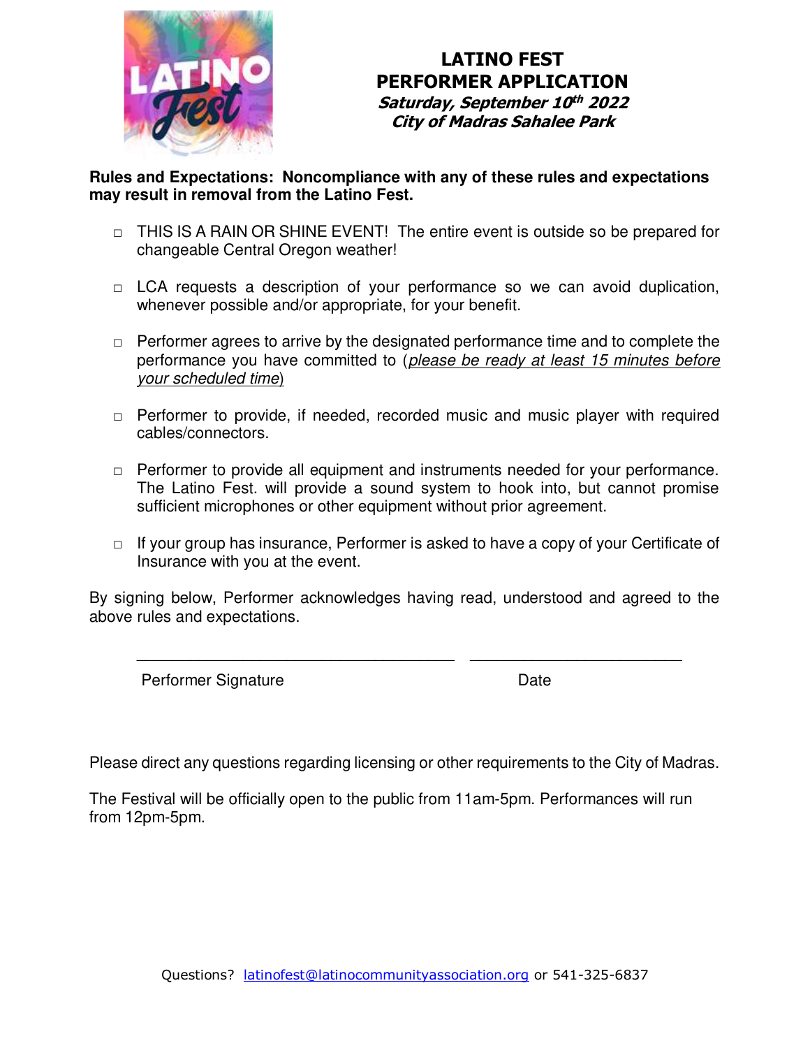# LATINO FEST PERFORMER APPLICATION

***Saturday, September 10th 2022***
***City of Madras Sahalee Park***

**Rules and Expectations: Noncompliance with any of these rules and expectations may result in removal from the Latino Fest.**

- □ THIS IS A RAIN OR SHINE EVENT! The entire event is outside so be prepared for changeable Central Oregon weather!
- □ LCA requests a description of your performance so we can avoid duplication, whenever possible and/or appropriate, for your benefit.
- □ Performer agrees to arrive by the designated performance time and to complete the performance you have committed to (*please be ready at least 15 minutes before your scheduled time*)
- □ Performer to provide, if needed, recorded music and music player with required cables/connectors.
- □ Performer to provide all equipment and instruments needed for your performance. The Latino Fest. will provide a sound system to hook into, but cannot promise sufficient microphones or other equipment without prior agreement.
- □ If your group has insurance, Performer is asked to have a copy of your Certificate of Insurance with you at the event.

By signing below, Performer acknowledges having read, understood and agreed to the above rules and expectations.

_____________________________________ ________________________

Performer Signature Date

Please direct any questions regarding licensing or other requirements to the City of Madras.

The Festival will be officially open to the public from 11am-5pm. Performances will run from 12pm-5pm.

Questions? latinofest@latinocommunityassociation.org or 541-325-6837